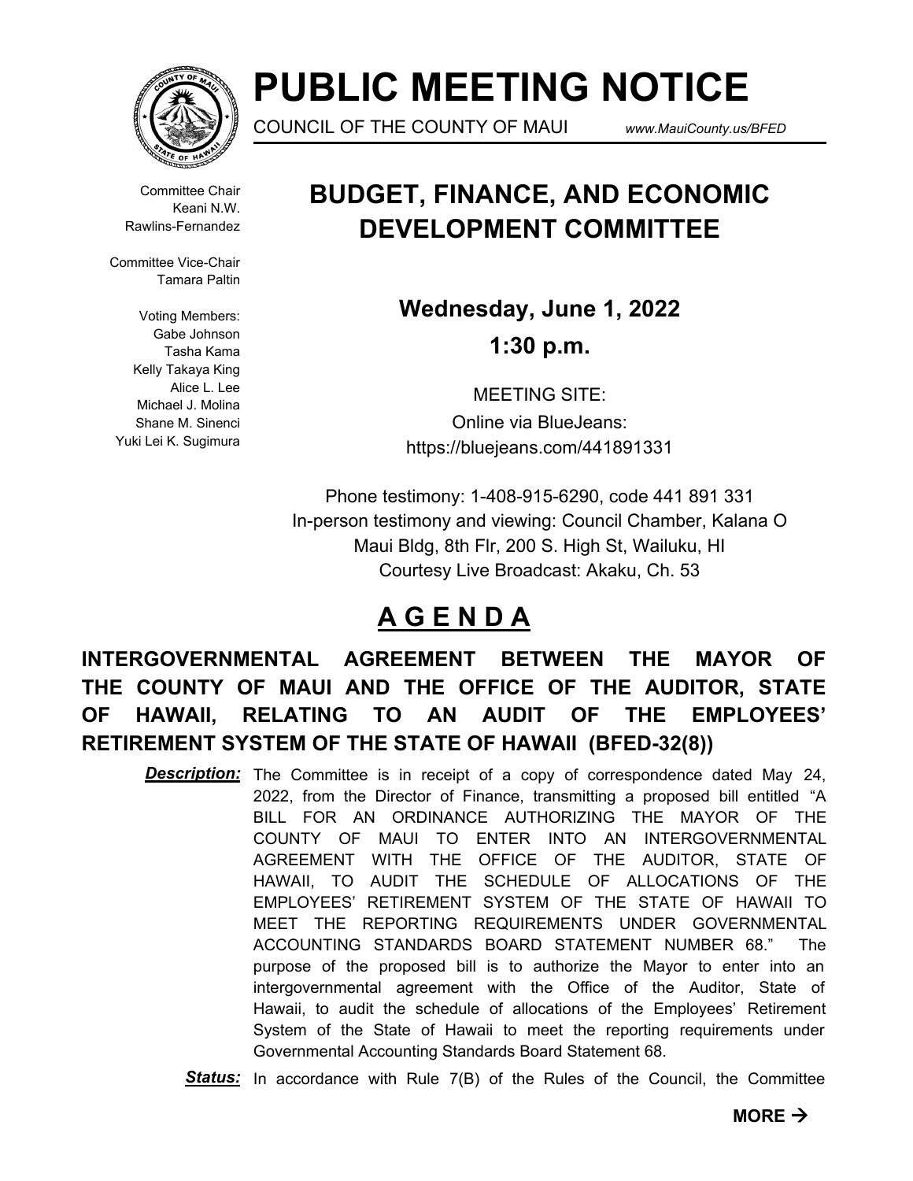# PUBLIC MEETING NOTICE

COUNCIL OF THE COUNTY OF MAUI *www.MauiCounty.us/BFED*

Committee Chair
Keani N.W. Rawlins-Fernandez

Committee Vice-Chair
Tamara Paltin

Voting Members:
Gabe Johnson
Tasha Kama
Kelly Takaya King
Alice L. Lee
Michael J. Molina
Shane M. Sinenci
Yuki Lei K. Sugimura

## BUDGET, FINANCE, AND ECONOMIC DEVELOPMENT COMMITTEE

**Wednesday, June 1, 2022**

**1:30 p.m.**

MEETING SITE:
Online via BlueJeans:
https://bluejeans.com/441891331

Phone testimony: 1-408-915-6290, code 441 891 331
In-person testimony and viewing: Council Chamber, Kalana O Maui Bldg, 8th Flr, 200 S. High St, Wailuku, HI
Courtesy Live Broadcast: Akaku, Ch. 53

## A G E N D A

### INTERGOVERNMENTAL AGREEMENT BETWEEN THE MAYOR OF THE COUNTY OF MAUI AND THE OFFICE OF THE AUDITOR, STATE OF HAWAII, RELATING TO AN AUDIT OF THE EMPLOYEES' RETIREMENT SYSTEM OF THE STATE OF HAWAII (BFED-32(8))

***Description:*** The Committee is in receipt of a copy of correspondence dated May 24, 2022, from the Director of Finance, transmitting a proposed bill entitled "A BILL FOR AN ORDINANCE AUTHORIZING THE MAYOR OF THE COUNTY OF MAUI TO ENTER INTO AN INTERGOVERNMENTAL AGREEMENT WITH THE OFFICE OF THE AUDITOR, STATE OF HAWAII, TO AUDIT THE SCHEDULE OF ALLOCATIONS OF THE EMPLOYEES' RETIREMENT SYSTEM OF THE STATE OF HAWAII TO MEET THE REPORTING REQUIREMENTS UNDER GOVERNMENTAL ACCOUNTING STANDARDS BOARD STATEMENT NUMBER 68." The purpose of the proposed bill is to authorize the Mayor to enter into an intergovernmental agreement with the Office of the Auditor, State of Hawaii, to audit the schedule of allocations of the Employees' Retirement System of the State of Hawaii to meet the reporting requirements under Governmental Accounting Standards Board Statement 68.

***Status:*** In accordance with Rule 7(B) of the Rules of the Council, the Committee

**MORE →**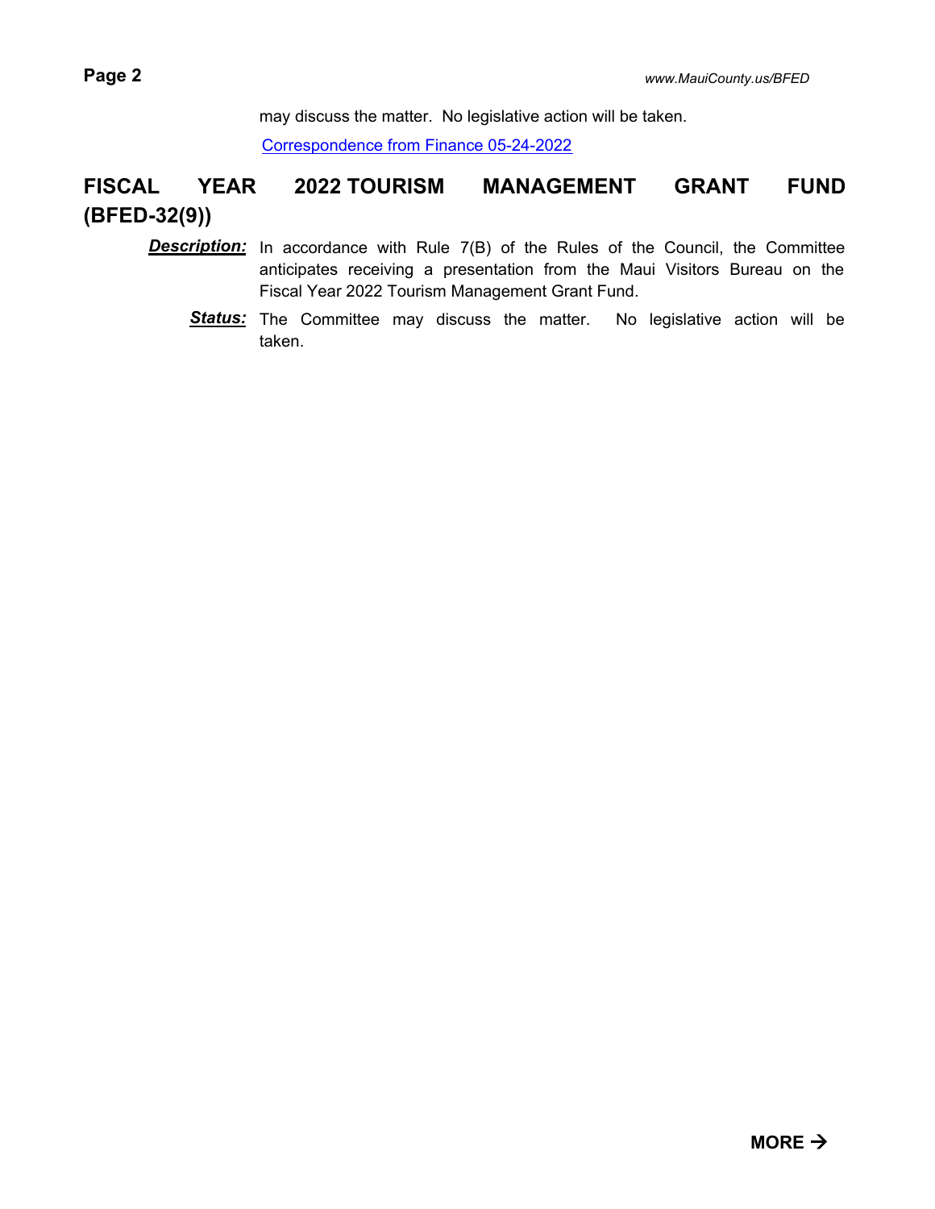may discuss the matter. No legislative action will be taken.

[Correspondence from Finance 05-24-2022]

## FISCAL YEAR 2022 TOURISM MANAGEMENT GRANT FUND (BFED-32(9))

***Description:*** In accordance with Rule 7(B) of the Rules of the Council, the Committee anticipates receiving a presentation from the Maui Visitors Bureau on the Fiscal Year 2022 Tourism Management Grant Fund.

***Status:*** The Committee may discuss the matter. No legislative action will be taken.

**MORE →**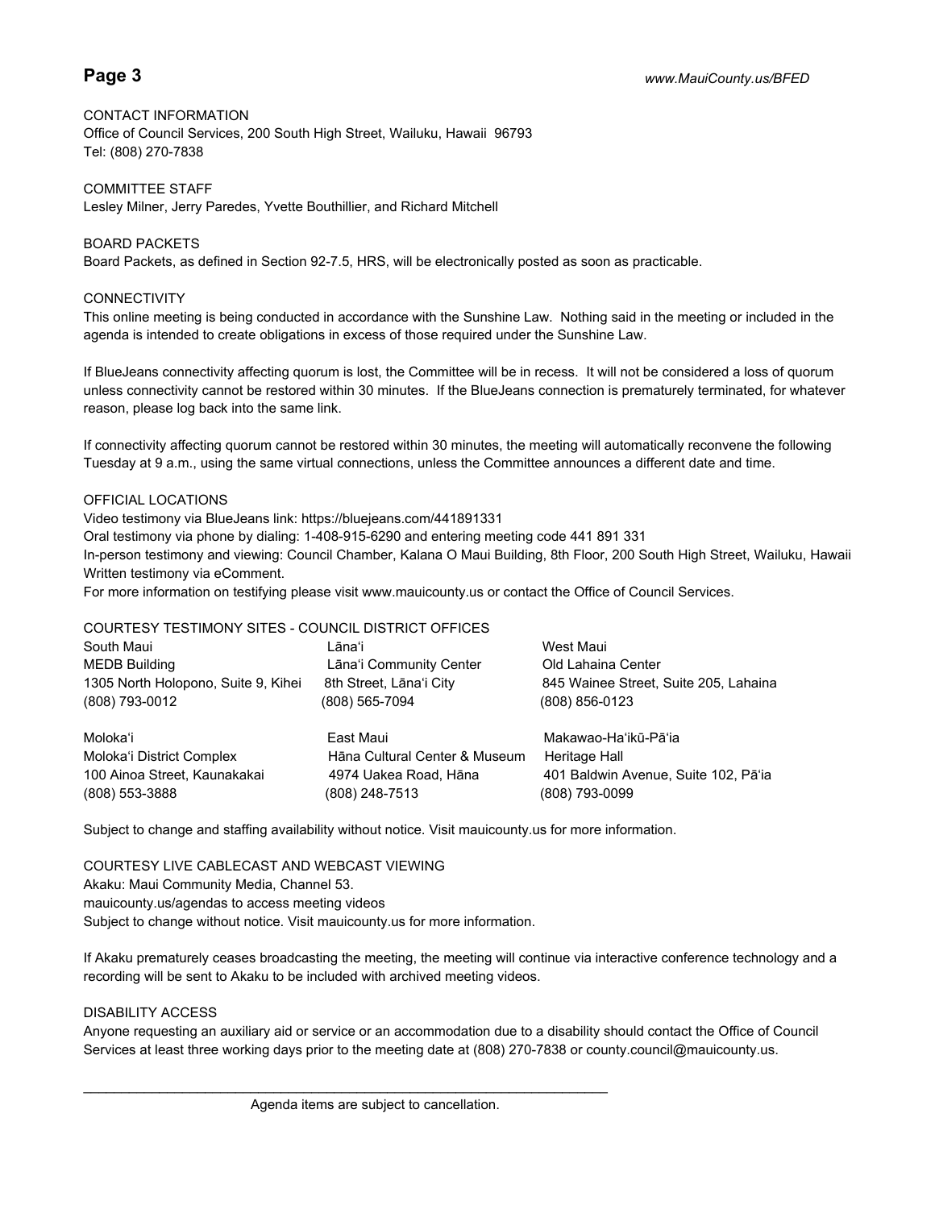CONTACT INFORMATION
Office of Council Services, 200 South High Street, Wailuku, Hawaii 96793
Tel: (808) 270-7838

COMMITTEE STAFF
Lesley Milner, Jerry Paredes, Yvette Bouthillier, and Richard Mitchell

BOARD PACKETS
Board Packets, as defined in Section 92-7.5, HRS, will be electronically posted as soon as practicable.

CONNECTIVITY
This online meeting is being conducted in accordance with the Sunshine Law. Nothing said in the meeting or included in the agenda is intended to create obligations in excess of those required under the Sunshine Law.

If BlueJeans connectivity affecting quorum is lost, the Committee will be in recess. It will not be considered a loss of quorum unless connectivity cannot be restored within 30 minutes. If the BlueJeans connection is prematurely terminated, for whatever reason, please log back into the same link.

If connectivity affecting quorum cannot be restored within 30 minutes, the meeting will automatically reconvene the following Tuesday at 9 a.m., using the same virtual connections, unless the Committee announces a different date and time.

OFFICIAL LOCATIONS
Video testimony via BlueJeans link: https://bluejeans.com/441891331
Oral testimony via phone by dialing: 1-408-915-6290 and entering meeting code 441 891 331
In-person testimony and viewing: Council Chamber, Kalana O Maui Building, 8th Floor, 200 South High Street, Wailuku, Hawaii
Written testimony via eComment.
For more information on testifying please visit www.mauicounty.us or contact the Office of Council Services.

COURTESY TESTIMONY SITES - COUNCIL DISTRICT OFFICES

| | | |
|---|---|---|
| South Maui | Lānaʻi | West Maui |
| MEDB Building | Lānaʻi Community Center | Old Lahaina Center |
| 1305 North Holopono, Suite 9, Kihei | 8th Street, Lānaʻi City | 845 Wainee Street, Suite 205, Lahaina |
| (808) 793-0012 | (808) 565-7094 | (808) 856-0123 |
| Molokaʻi | East Maui | Makawao-Haʻikū-Pāʻia |
| Molokaʻi District Complex | Hāna Cultural Center & Museum | Heritage Hall |
| 100 Ainoa Street, Kaunakakai | 4974 Uakea Road, Hāna | 401 Baldwin Avenue, Suite 102, Pāʻia |
| (808) 553-3888 | (808) 248-7513 | (808) 793-0099 |

Subject to change and staffing availability without notice. Visit mauicounty.us for more information.

COURTESY LIVE CABLECAST AND WEBCAST VIEWING
Akaku: Maui Community Media, Channel 53.
mauicounty.us/agendas to access meeting videos
Subject to change without notice. Visit mauicounty.us for more information.

If Akaku prematurely ceases broadcasting the meeting, the meeting will continue via interactive conference technology and a recording will be sent to Akaku to be included with archived meeting videos.

DISABILITY ACCESS
Anyone requesting an auxiliary aid or service or an accommodation due to a disability should contact the Office of Council Services at least three working days prior to the meeting date at (808) 270-7838 or county.council@mauicounty.us.

Agenda items are subject to cancellation.